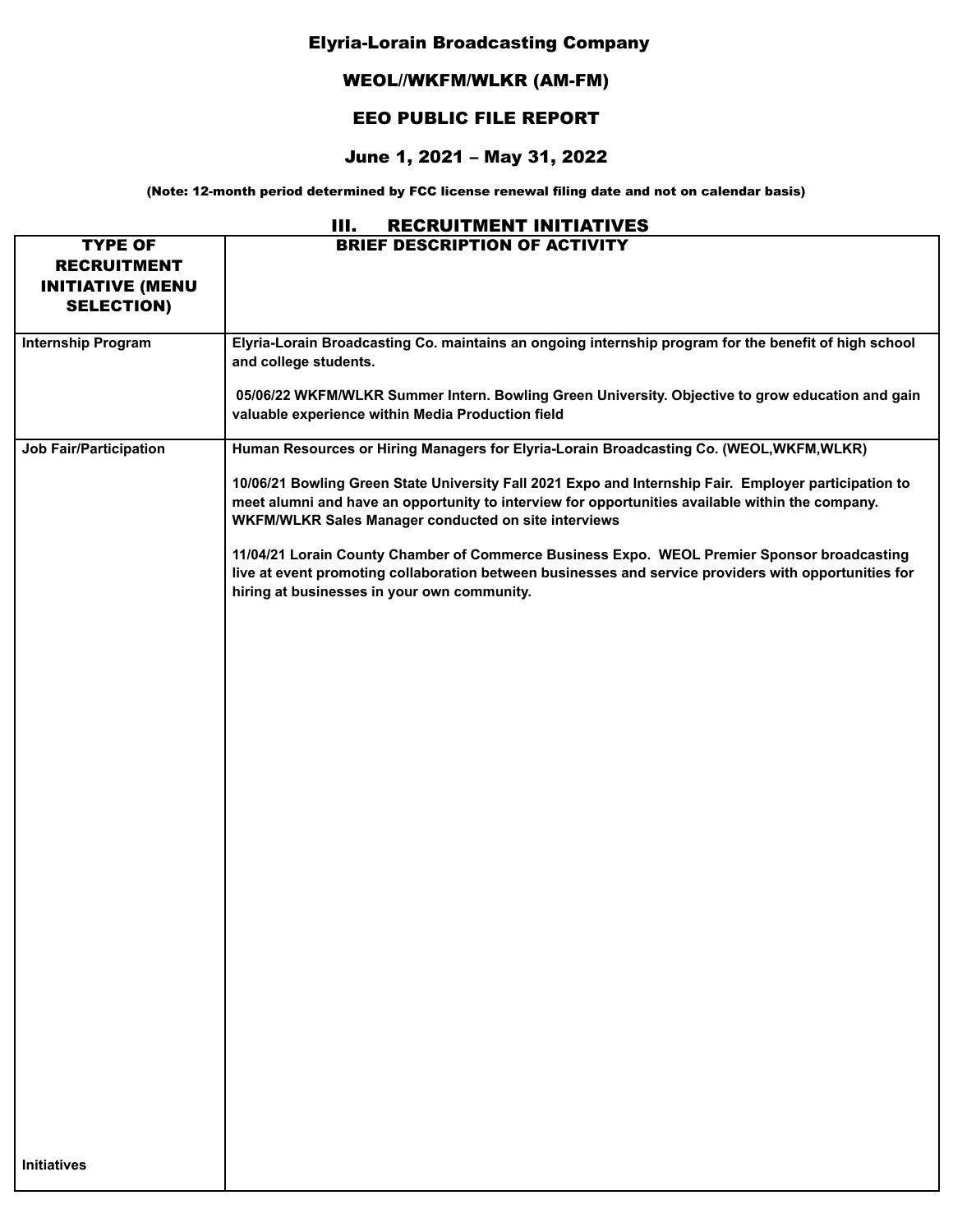# Elyria-Lorain Broadcasting Company

## WEOL//WKFM/WLKR (AM-FM)

## EEO PUBLIC FILE REPORT

## June 1, 2021 – May 31, 2022

**(Note: 12-month period determined by FCC license renewal filing date and not on calendar basis)**

### III. RECRUITMENT INITIATIVES

| TYPE OF RECRUITMENT INITIATIVE (MENU SELECTION) | BRIEF DESCRIPTION OF ACTIVITY |
|---|---|
| **Internship Program** | **Elyria-Lorain Broadcasting Co. maintains an ongoing internship program for the benefit of high school and college students.**<br><br>**05/06/22 WKFM/WLKR Summer Intern. Bowling Green University. Objective to grow education and gain valuable experience within Media Production field** |
| **Job Fair/Participation**<br><br>**Initiatives** | **Human Resources or Hiring Managers for Elyria-Lorain Broadcasting Co. (WEOL,WKFM,WLKR)**<br><br>**10/06/21 Bowling Green State University Fall 2021 Expo and Internship Fair. Employer participation to meet alumni and have an opportunity to interview for opportunities available within the company. WKFM/WLKR Sales Manager conducted on site interviews**<br><br>**11/04/21 Lorain County Chamber of Commerce Business Expo. WEOL Premier Sponsor broadcasting live at event promoting collaboration between businesses and service providers with opportunities for hiring at businesses in your own community.** |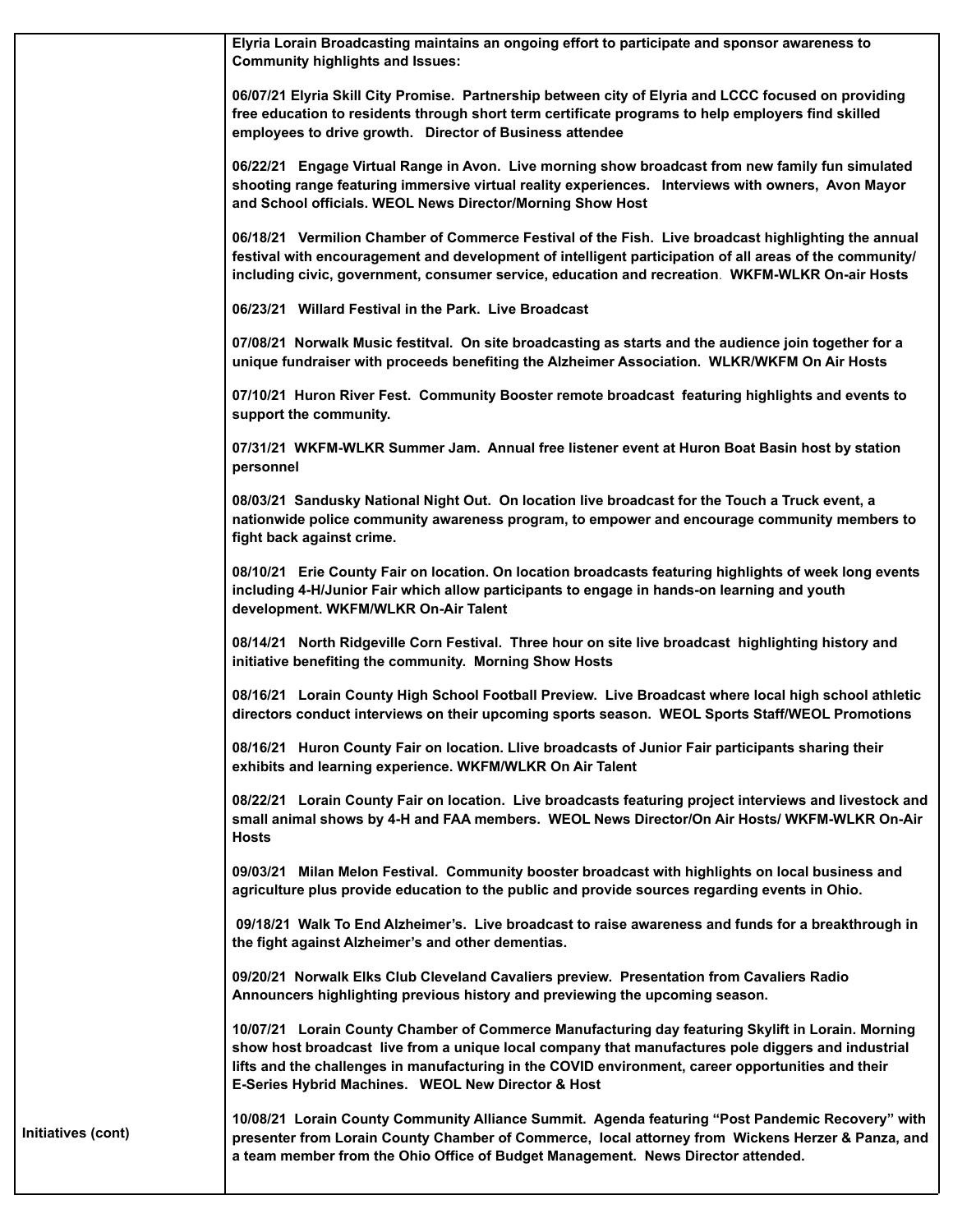| | |
|---|---|
| Initiatives (cont) | **Elyria Lorain Broadcasting maintains an ongoing effort to participate and sponsor awareness to Community highlights and Issues:**<br><br>**06/07/21 Elyria Skill City Promise. Partnership between city of Elyria and LCCC focused on providing free education to residents through short term certificate programs to help employers find skilled employees to drive growth. Director of Business attendee**<br><br>**06/22/21 Engage Virtual Range in Avon. Live morning show broadcast from new family fun simulated shooting range featuring immersive virtual reality experiences. Interviews with owners, Avon Mayor and School officials. WEOL News Director/Morning Show Host**<br><br>**06/18/21 Vermilion Chamber of Commerce Festival of the Fish. Live broadcast highlighting the annual festival with encouragement and development of intelligent participation of all areas of the community/ including civic, government, consumer service, education and recreation. WKFM-WLKR On-air Hosts**<br><br>**06/23/21 Willard Festival in the Park. Live Broadcast**<br><br>**07/08/21 Norwalk Music festitval. On site broadcasting as starts and the audience join together for a unique fundraiser with proceeds benefiting the Alzheimer Association. WLKR/WKFM On Air Hosts**<br><br>**07/10/21 Huron River Fest. Community Booster remote broadcast featuring highlights and events to support the community.**<br><br>**07/31/21 WKFM-WLKR Summer Jam. Annual free listener event at Huron Boat Basin host by station personnel**<br><br>**08/03/21 Sandusky National Night Out. On location live broadcast for the Touch a Truck event, a nationwide police community awareness program, to empower and encourage community members to fight back against crime.**<br><br>**08/10/21 Erie County Fair on location. On location broadcasts featuring highlights of week long events including 4-H/Junior Fair which allow participants to engage in hands-on learning and youth development. WKFM/WLKR On-Air Talent**<br><br>**08/14/21 North Ridgeville Corn Festival. Three hour on site live broadcast highlighting history and initiative benefiting the community. Morning Show Hosts**<br><br>**08/16/21 Lorain County High School Football Preview. Live Broadcast where local high school athletic directors conduct interviews on their upcoming sports season. WEOL Sports Staff/WEOL Promotions**<br><br>**08/16/21 Huron County Fair on location. LIive broadcasts of Junior Fair participants sharing their exhibits and learning experience. WKFM/WLKR On Air Talent**<br><br>**08/22/21 Lorain County Fair on location. Live broadcasts featuring project interviews and livestock and small animal shows by 4-H and FAA members. WEOL News Director/On Air Hosts/ WKFM-WLKR On-Air Hosts**<br><br>**09/03/21 Milan Melon Festival. Community booster broadcast with highlights on local business and agriculture plus provide education to the public and provide sources regarding events in Ohio.**<br><br>**09/18/21 Walk To End Alzheimer's. Live broadcast to raise awareness and funds for a breakthrough in the fight against Alzheimer's and other dementias.**<br><br>**09/20/21 Norwalk Elks Club Cleveland Cavaliers preview. Presentation from Cavaliers Radio Announcers highlighting previous history and previewing the upcoming season.**<br><br>**10/07/21 Lorain County Chamber of Commerce Manufacturing day featuring Skylift in Lorain. Morning show host broadcast live from a unique local company that manufactures pole diggers and industrial lifts and the challenges in manufacturing in the COVID environment, career opportunities and their E-Series Hybrid Machines. WEOL New Director & Host**<br><br>**10/08/21 Lorain County Community Alliance Summit. Agenda featuring "Post Pandemic Recovery" with presenter from Lorain County Chamber of Commerce, local attorney from Wickens Herzer & Panza, and a team member from the Ohio Office of Budget Management. News Director attended.** |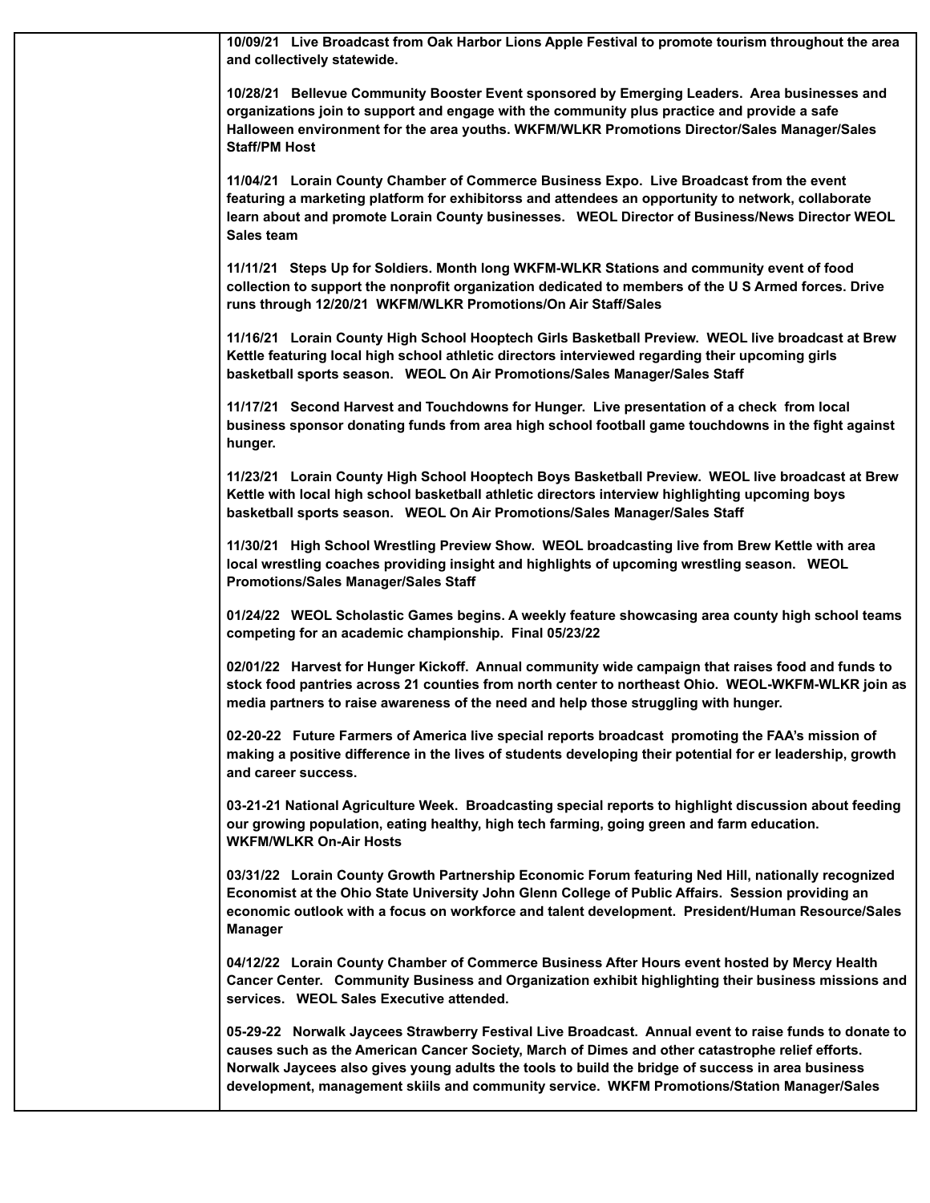| | |
|---|---|
| | **10/09/21 Live Broadcast from Oak Harbor Lions Apple Festival to promote tourism throughout the area and collectively statewide.**<br><br>**10/28/21 Bellevue Community Booster Event sponsored by Emerging Leaders. Area businesses and organizations join to support and engage with the community plus practice and provide a safe Halloween environment for the area youths. WKFM/WLKR Promotions Director/Sales Manager/Sales Staff/PM Host**<br><br>**11/04/21 Lorain County Chamber of Commerce Business Expo. Live Broadcast from the event featuring a marketing platform for exhibitorss and attendees an opportunity to network, collaborate learn about and promote Lorain County businesses. WEOL Director of Business/News Director WEOL Sales team**<br><br>**11/11/21 Steps Up for Soldiers. Month long WKFM-WLKR Stations and community event of food collection to support the nonprofit organization dedicated to members of the U S Armed forces. Drive runs through 12/20/21 WKFM/WLKR Promotions/On Air Staff/Sales**<br><br>**11/16/21 Lorain County High School Hooptech Girls Basketball Preview. WEOL live broadcast at Brew Kettle featuring local high school athletic directors interviewed regarding their upcoming girls basketball sports season. WEOL On Air Promotions/Sales Manager/Sales Staff**<br><br>**11/17/21 Second Harvest and Touchdowns for Hunger. Live presentation of a check from local business sponsor donating funds from area high school football game touchdowns in the fight against hunger.**<br><br>**11/23/21 Lorain County High School Hooptech Boys Basketball Preview. WEOL live broadcast at Brew Kettle with local high school basketball athletic directors interview highlighting upcoming boys basketball sports season. WEOL On Air Promotions/Sales Manager/Sales Staff**<br><br>**11/30/21 High School Wrestling Preview Show. WEOL broadcasting live from Brew Kettle with area local wrestling coaches providing insight and highlights of upcoming wrestling season. WEOL Promotions/Sales Manager/Sales Staff**<br><br>**01/24/22 WEOL Scholastic Games begins. A weekly feature showcasing area county high school teams competing for an academic championship. Final 05/23/22**<br><br>**02/01/22 Harvest for Hunger Kickoff. Annual community wide campaign that raises food and funds to stock food pantries across 21 counties from north center to northeast Ohio. WEOL-WKFM-WLKR join as media partners to raise awareness of the need and help those struggling with hunger.**<br><br>**02-20-22 Future Farmers of America live special reports broadcast promoting the FAA's mission of making a positive difference in the lives of students developing their potential for er leadership, growth and career success.**<br><br>**03-21-21 National Agriculture Week. Broadcasting special reports to highlight discussion about feeding our growing population, eating healthy, high tech farming, going green and farm education. WKFM/WLKR On-Air Hosts**<br><br>**03/31/22 Lorain County Growth Partnership Economic Forum featuring Ned Hill, nationally recognized Economist at the Ohio State University John Glenn College of Public Affairs. Session providing an economic outlook with a focus on workforce and talent development. President/Human Resource/Sales Manager**<br><br>**04/12/22 Lorain County Chamber of Commerce Business After Hours event hosted by Mercy Health Cancer Center. Community Business and Organization exhibit highlighting their business missions and services. WEOL Sales Executive attended.**<br><br>**05-29-22 Norwalk Jaycees Strawberry Festival Live Broadcast. Annual event to raise funds to donate to causes such as the American Cancer Society, March of Dimes and other catastrophe relief efforts. Norwalk Jaycees also gives young adults the tools to build the bridge of success in area business development, management skiils and community service. WKFM Promotions/Station Manager/Sales** |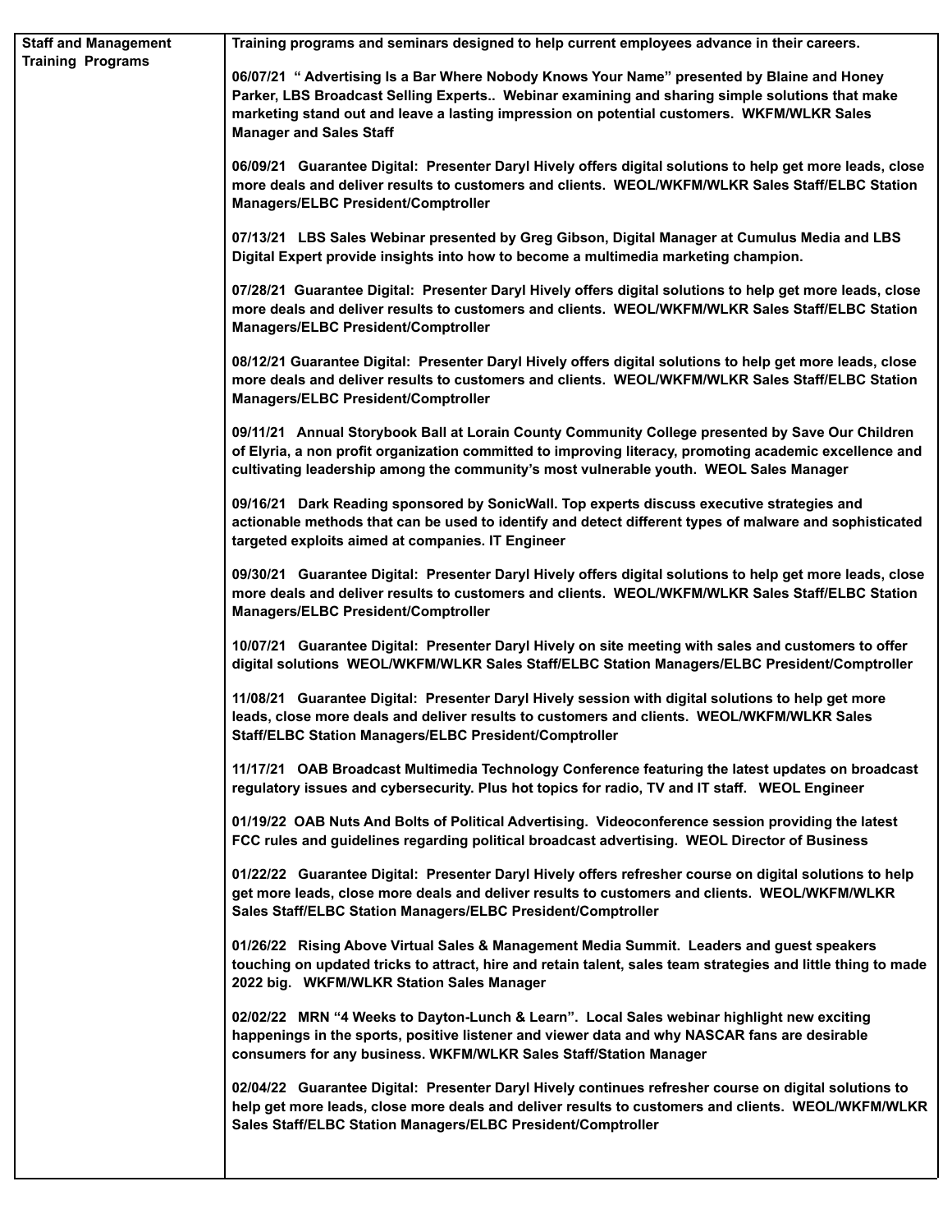| Staff and Management Training Programs | Training programs and seminars designed to help current employees advance in their careers.<br><br>06/07/21 " Advertising Is a Bar Where Nobody Knows Your Name" presented by Blaine and Honey Parker, LBS Broadcast Selling Experts.. Webinar examining and sharing simple solutions that make marketing stand out and leave a lasting impression on potential customers. WKFM/WLKR Sales Manager and Sales Staff<br><br>06/09/21 Guarantee Digital: Presenter Daryl Hively offers digital solutions to help get more leads, close more deals and deliver results to customers and clients. WEOL/WKFM/WLKR Sales Staff/ELBC Station Managers/ELBC President/Comptroller<br><br>07/13/21 LBS Sales Webinar presented by Greg Gibson, Digital Manager at Cumulus Media and LBS Digital Expert provide insights into how to become a multimedia marketing champion.<br><br>07/28/21 Guarantee Digital: Presenter Daryl Hively offers digital solutions to help get more leads, close more deals and deliver results to customers and clients. WEOL/WKFM/WLKR Sales Staff/ELBC Station Managers/ELBC President/Comptroller<br><br>08/12/21 Guarantee Digital: Presenter Daryl Hively offers digital solutions to help get more leads, close more deals and deliver results to customers and clients. WEOL/WKFM/WLKR Sales Staff/ELBC Station Managers/ELBC President/Comptroller<br><br>09/11/21 Annual Storybook Ball at Lorain County Community College presented by Save Our Children of Elyria, a non profit organization committed to improving literacy, promoting academic excellence and cultivating leadership among the community's most vulnerable youth. WEOL Sales Manager<br><br>09/16/21 Dark Reading sponsored by SonicWall. Top experts discuss executive strategies and actionable methods that can be used to identify and detect different types of malware and sophisticated targeted exploits aimed at companies. IT Engineer<br><br>09/30/21 Guarantee Digital: Presenter Daryl Hively offers digital solutions to help get more leads, close more deals and deliver results to customers and clients. WEOL/WKFM/WLKR Sales Staff/ELBC Station Managers/ELBC President/Comptroller<br><br>10/07/21 Guarantee Digital: Presenter Daryl Hively on site meeting with sales and customers to offer digital solutions WEOL/WKFM/WLKR Sales Staff/ELBC Station Managers/ELBC President/Comptroller<br><br>11/08/21 Guarantee Digital: Presenter Daryl Hively session with digital solutions to help get more leads, close more deals and deliver results to customers and clients. WEOL/WKFM/WLKR Sales Staff/ELBC Station Managers/ELBC President/Comptroller<br><br>11/17/21 OAB Broadcast Multimedia Technology Conference featuring the latest updates on broadcast regulatory issues and cybersecurity. Plus hot topics for radio, TV and IT staff. WEOL Engineer<br><br>01/19/22 OAB Nuts And Bolts of Political Advertising. Videoconference session providing the latest FCC rules and guidelines regarding political broadcast advertising. WEOL Director of Business<br><br>01/22/22 Guarantee Digital: Presenter Daryl Hively offers refresher course on digital solutions to help get more leads, close more deals and deliver results to customers and clients. WEOL/WKFM/WLKR Sales Staff/ELBC Station Managers/ELBC President/Comptroller<br><br>01/26/22 Rising Above Virtual Sales & Management Media Summit. Leaders and guest speakers touching on updated tricks to attract, hire and retain talent, sales team strategies and little thing to made 2022 big. WKFM/WLKR Station Sales Manager<br><br>02/02/22 MRN "4 Weeks to Dayton-Lunch & Learn". Local Sales webinar highlight new exciting happenings in the sports, positive listener and viewer data and why NASCAR fans are desirable consumers for any business. WKFM/WLKR Sales Staff/Station Manager<br><br>02/04/22 Guarantee Digital: Presenter Daryl Hively continues refresher course on digital solutions to help get more leads, close more deals and deliver results to customers and clients. WEOL/WKFM/WLKR Sales Staff/ELBC Station Managers/ELBC President/Comptroller |
|---|---|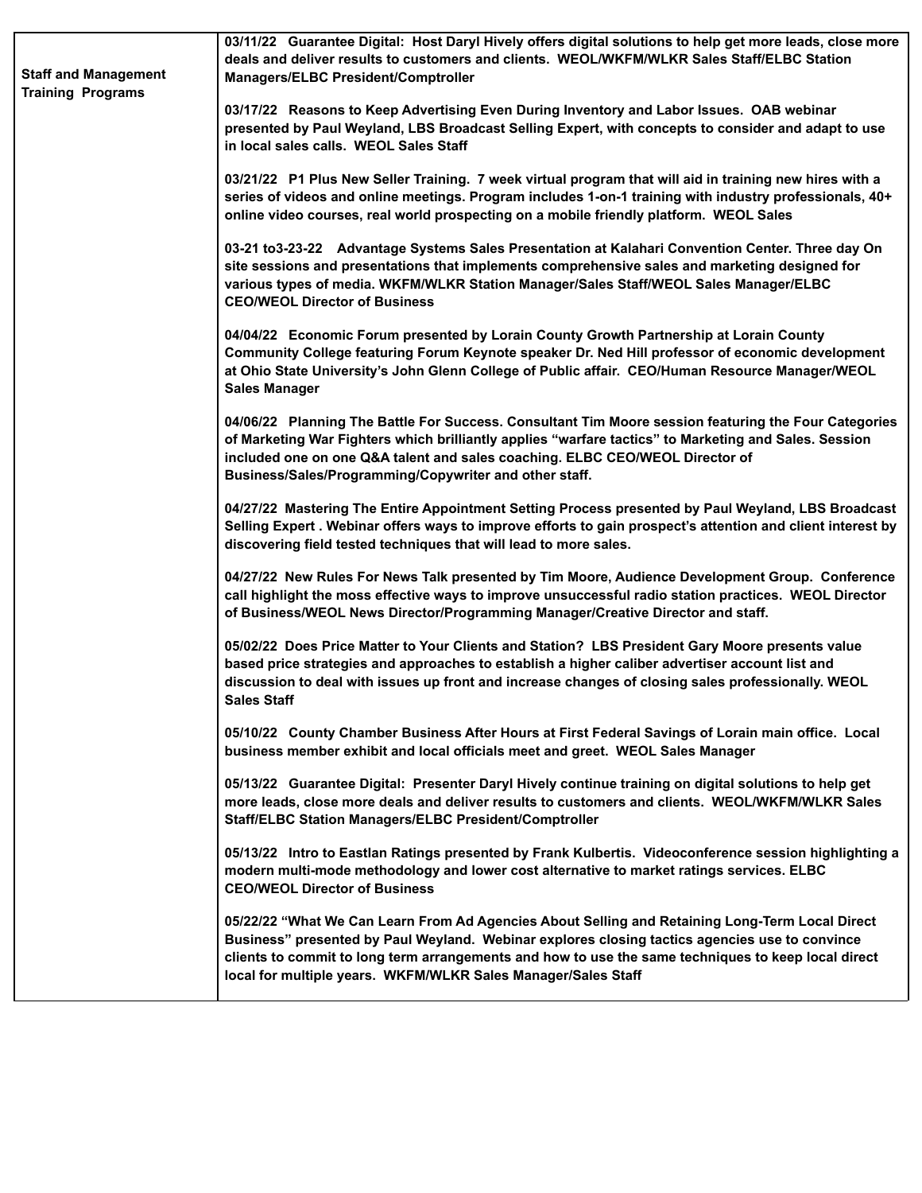| Staff and Management Training Programs | **03/11/22 Guarantee Digital: Host Daryl Hively offers digital solutions to help get more leads, close more deals and deliver results to customers and clients. WEOL/WKFM/WLKR Sales Staff/ELBC Station Managers/ELBC President/Comptroller**<br><br>**03/17/22 Reasons to Keep Advertising Even During Inventory and Labor Issues. OAB webinar presented by Paul Weyland, LBS Broadcast Selling Expert, with concepts to consider and adapt to use in local sales calls. WEOL Sales Staff**<br><br>**03/21/22 P1 Plus New Seller Training. 7 week virtual program that will aid in training new hires with a series of videos and online meetings. Program includes 1-on-1 training with industry professionals, 40+ online video courses, real world prospecting on a mobile friendly platform. WEOL Sales**<br><br>**03-21 to3-23-22 Advantage Systems Sales Presentation at Kalahari Convention Center. Three day On site sessions and presentations that implements comprehensive sales and marketing designed for various types of media. WKFM/WLKR Station Manager/Sales Staff/WEOL Sales Manager/ELBC CEO/WEOL Director of Business**<br><br>**04/04/22 Economic Forum presented by Lorain County Growth Partnership at Lorain County Community College featuring Forum Keynote speaker Dr. Ned Hill professor of economic development at Ohio State University's John Glenn College of Public affair. CEO/Human Resource Manager/WEOL Sales Manager**<br><br>**04/06/22 Planning The Battle For Success. Consultant Tim Moore session featuring the Four Categories of Marketing War Fighters which brilliantly applies "warfare tactics" to Marketing and Sales. Session included one on one Q&A talent and sales coaching. ELBC CEO/WEOL Director of Business/Sales/Programming/Copywriter and other staff.**<br><br>**04/27/22 Mastering The Entire Appointment Setting Process presented by Paul Weyland, LBS Broadcast Selling Expert . Webinar offers ways to improve efforts to gain prospect's attention and client interest by discovering field tested techniques that will lead to more sales.**<br><br>**04/27/22 New Rules For News Talk presented by Tim Moore, Audience Development Group. Conference call highlight the moss effective ways to improve unsuccessful radio station practices. WEOL Director of Business/WEOL News Director/Programming Manager/Creative Director and staff.**<br><br>**05/02/22 Does Price Matter to Your Clients and Station? LBS President Gary Moore presents value based price strategies and approaches to establish a higher caliber advertiser account list and discussion to deal with issues up front and increase changes of closing sales professionally. WEOL Sales Staff**<br><br>**05/10/22 County Chamber Business After Hours at First Federal Savings of Lorain main office. Local business member exhibit and local officials meet and greet. WEOL Sales Manager**<br><br>**05/13/22 Guarantee Digital: Presenter Daryl Hively continue training on digital solutions to help get more leads, close more deals and deliver results to customers and clients. WEOL/WKFM/WLKR Sales Staff/ELBC Station Managers/ELBC President/Comptroller**<br><br>**05/13/22 Intro to Eastlan Ratings presented by Frank Kulbertis. Videoconference session highlighting a modern multi-mode methodology and lower cost alternative to market ratings services. ELBC CEO/WEOL Director of Business**<br><br>**05/22/22 "What We Can Learn From Ad Agencies About Selling and Retaining Long-Term Local Direct Business" presented by Paul Weyland. Webinar explores closing tactics agencies use to convince clients to commit to long term arrangements and how to use the same techniques to keep local direct local for multiple years. WKFM/WLKR Sales Manager/Sales Staff** |
|---|---|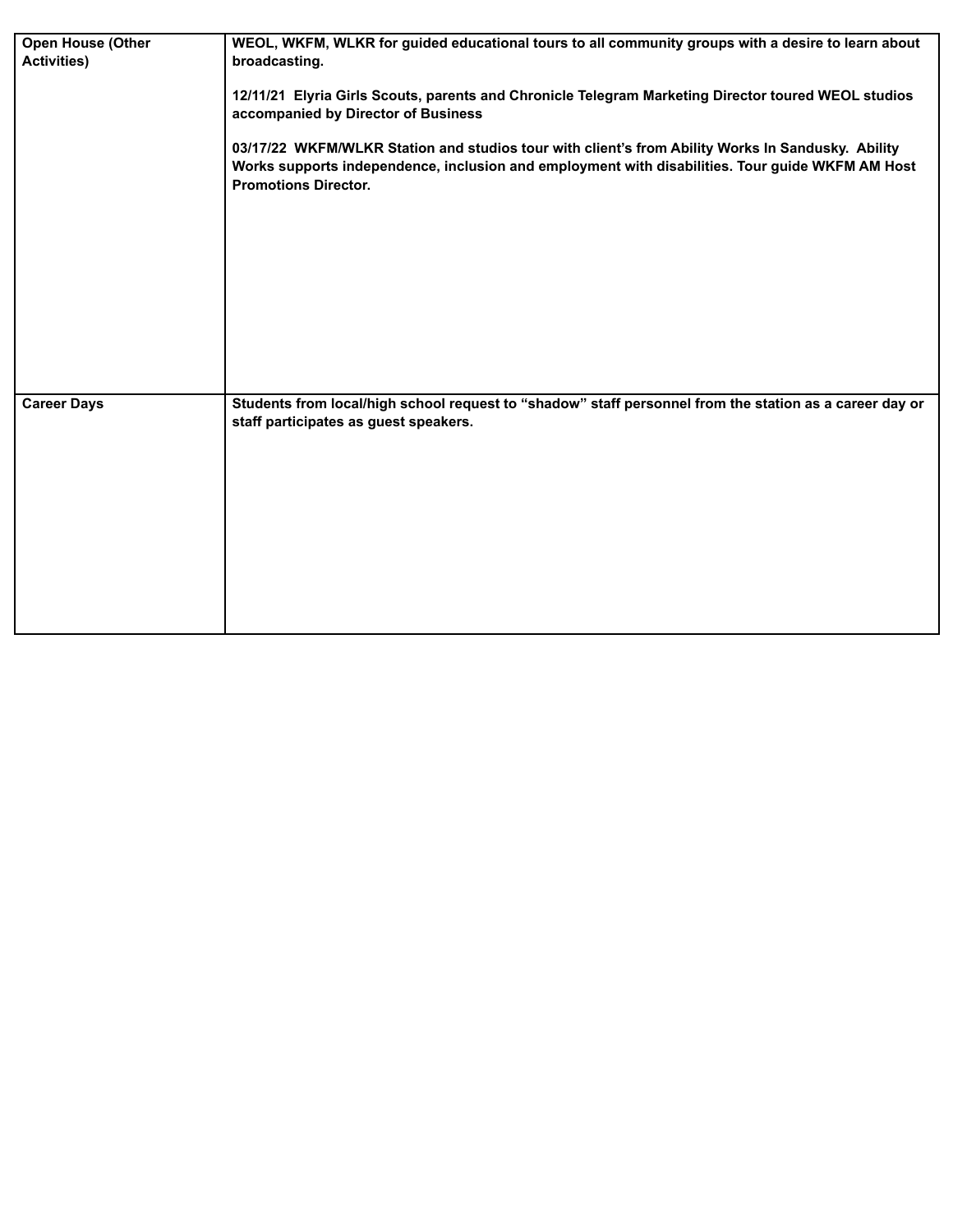| | |
|---|---|
| **Open House (Other Activities)** | **WEOL, WKFM, WLKR for guided educational tours to all community groups with a desire to learn about broadcasting.**<br><br>**12/11/21 Elyria Girls Scouts, parents and Chronicle Telegram Marketing Director toured WEOL studios accompanied by Director of Business**<br><br>**03/17/22 WKFM/WLKR Station and studios tour with client's from Ability Works In Sandusky. Ability Works supports independence, inclusion and employment with disabilities. Tour guide WKFM AM Host Promotions Director.** |
| **Career Days** | **Students from local/high school request to "shadow" staff personnel from the station as a career day or staff participates as guest speakers.** |